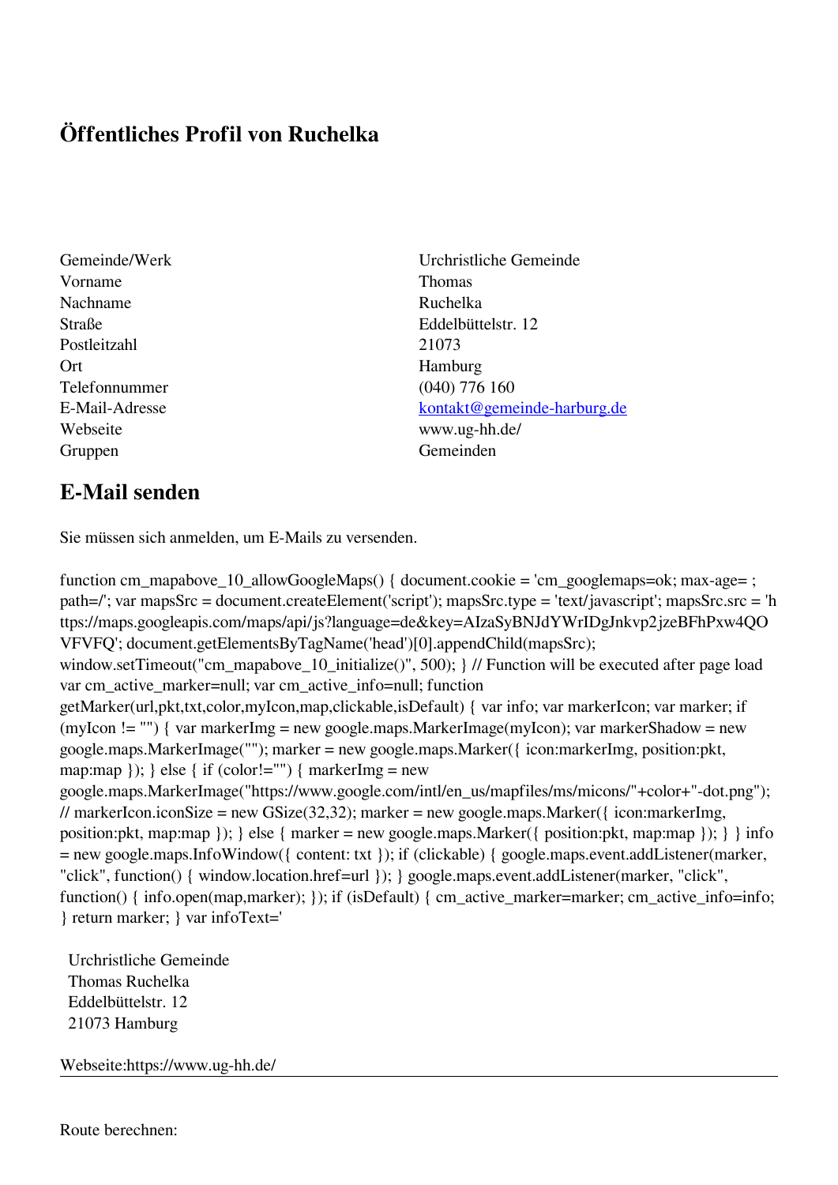# Öffentliches Profil von Ruchelka

| | |
|---|---|
| Gemeinde/Werk | Urchristliche Gemeinde |
| Vorname | Thomas |
| Nachname | Ruchelka |
| Straße | Eddelbüttelstr. 12 |
| Postleitzahl | 21073 |
| Ort | Hamburg |
| Telefonnummer | (040) 776 160 |
| E-Mail-Adresse | kontakt@gemeinde-harburg.de |
| Webseite | www.ug-hh.de/ |
| Gruppen | Gemeinden |

## E-Mail senden

Sie müssen sich anmelden, um E-Mails zu versenden.

```
function cm_mapabove_10_allowGoogleMaps() { document.cookie = 'cm_googlemaps=ok; max-age= ; path=/'; var mapsSrc = document.createElement('script'); mapsSrc.type = 'text/javascript'; mapsSrc.src = 'https://maps.googleapis.com/maps/api/js?language=de&key=AIzaSyBNJdYWrIDgJnkvp2jzeBFhPxw4QOVFVFQ'; document.getElementsByTagName('head')[0].appendChild(mapsSrc); window.setTimeout("cm_mapabove_10_initialize()", 500); } // Function will be executed after page load var cm_active_marker=null; var cm_active_info=null; function getMarker(url,pkt,txt,color,myIcon,map,clickable,isDefault) { var info; var markerIcon; var marker; if (myIcon != "") { var markerImg = new google.maps.MarkerImage(myIcon); var markerShadow = new google.maps.MarkerImage(""); marker = new google.maps.Marker({ icon:markerImg, position:pkt, map:map }); } else { if (color!="") { markerImg = new google.maps.MarkerImage("https://www.google.com/intl/en_us/mapfiles/ms/micons/"+color+"-dot.png"); // markerIcon.iconSize = new GSize(32,32); marker = new google.maps.Marker({ icon:markerImg, position:pkt, map:map }); } else { marker = new google.maps.Marker({ position:pkt, map:map }); } } info = new google.maps.InfoWindow({ content: txt }); if (clickable) { google.maps.event.addListener(marker, "click", function() { window.location.href=url }); } google.maps.event.addListener(marker, "click", function() { info.open(map,marker); }); if (isDefault) { cm_active_marker=marker; cm_active_info=info; } return marker; } var infoText='
```

Urchristliche Gemeinde
Thomas Ruchelka
Eddelbüttelstr. 12
21073 Hamburg

Webseite:https://www.ug-hh.de/

---

Route berechnen: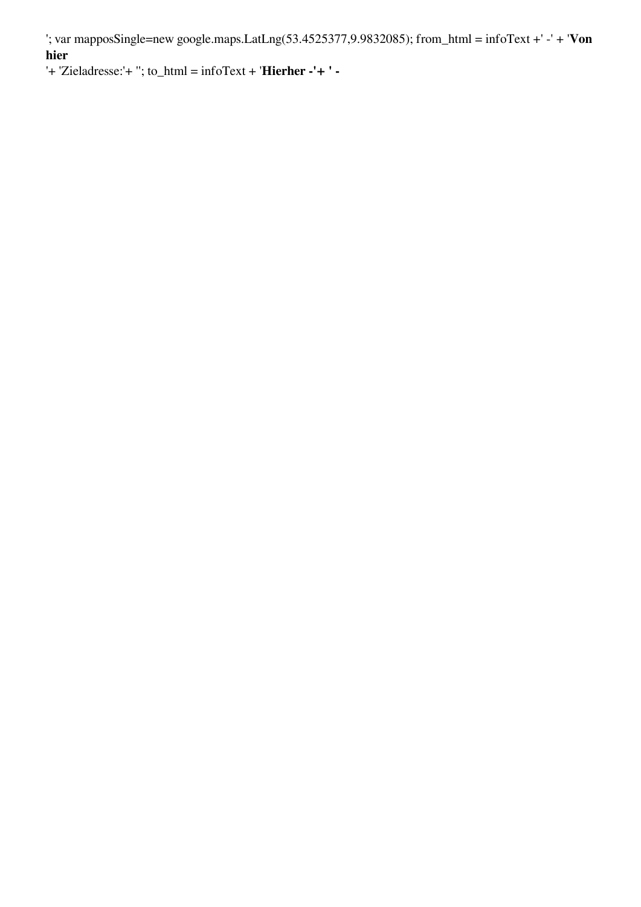'; var mapposSingle=new google.maps.LatLng(53.4525377,9.9832085); from_html = infoText +' -' + '**Von hier**
'+ 'Zieladresse:'+ ''; to_html = infoText + '**Hierher -'+ ' -**